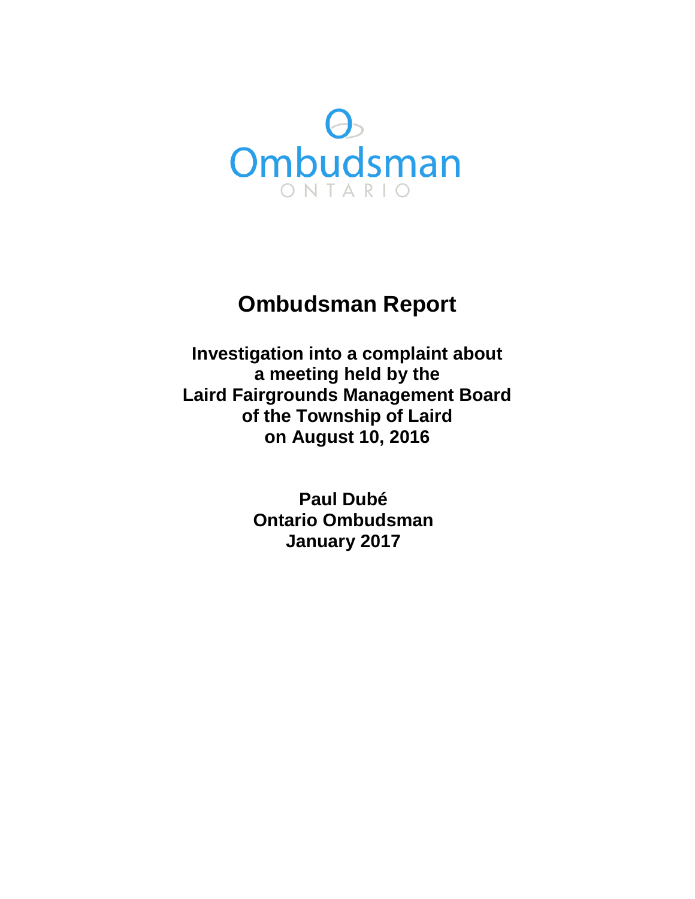Ombudsman

ONTARIO

# Ombudsman Report

## Investigation into a complaint about a meeting held by the Laird Fairgrounds Management Board of the Township of Laird on August 10, 2016

**Paul Dubé**
**Ontario Ombudsman**
**January 2017**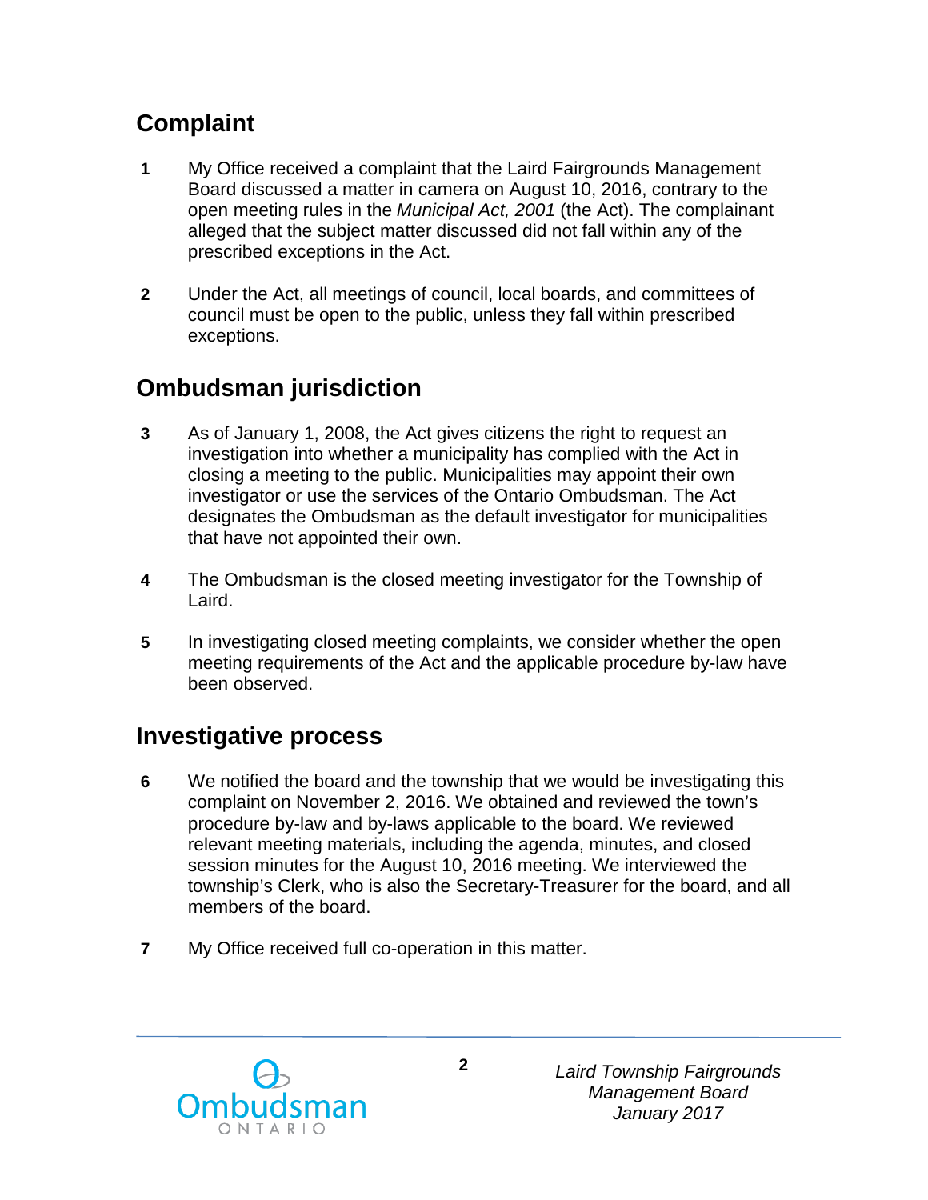## Complaint

**1** My Office received a complaint that the Laird Fairgrounds Management Board discussed a matter in camera on August 10, 2016, contrary to the open meeting rules in the *Municipal Act, 2001* (the Act). The complainant alleged that the subject matter discussed did not fall within any of the prescribed exceptions in the Act.

**2** Under the Act, all meetings of council, local boards, and committees of council must be open to the public, unless they fall within prescribed exceptions.

## Ombudsman jurisdiction

**3** As of January 1, 2008, the Act gives citizens the right to request an investigation into whether a municipality has complied with the Act in closing a meeting to the public. Municipalities may appoint their own investigator or use the services of the Ontario Ombudsman. The Act designates the Ombudsman as the default investigator for municipalities that have not appointed their own.

**4** The Ombudsman is the closed meeting investigator for the Township of Laird.

**5** In investigating closed meeting complaints, we consider whether the open meeting requirements of the Act and the applicable procedure by-law have been observed.

## Investigative process

**6** We notified the board and the township that we would be investigating this complaint on November 2, 2016. We obtained and reviewed the town's procedure by-law and by-laws applicable to the board. We reviewed relevant meeting materials, including the agenda, minutes, and closed session minutes for the August 10, 2016 meeting. We interviewed the township's Clerk, who is also the Secretary-Treasurer for the board, and all members of the board.

**7** My Office received full co-operation in this matter.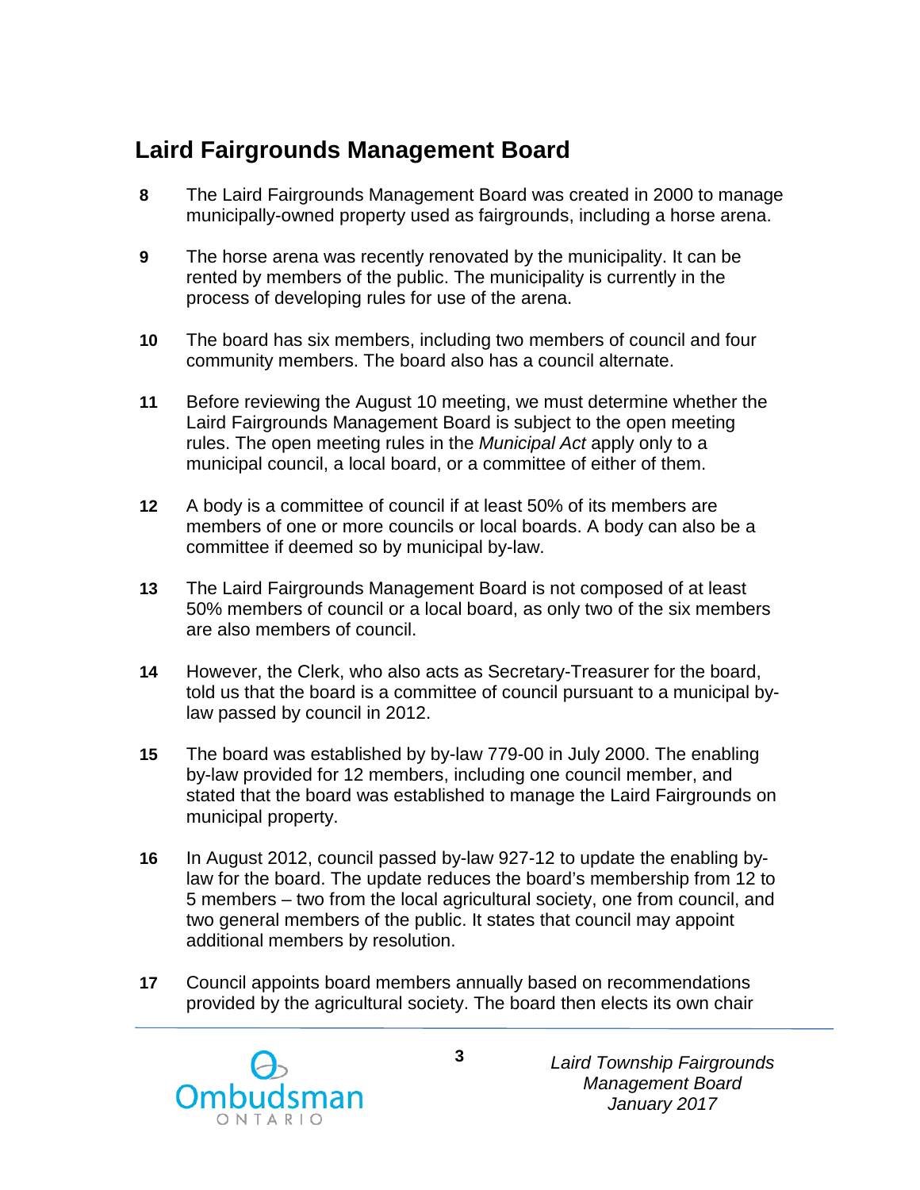## Laird Fairgrounds Management Board

**8** The Laird Fairgrounds Management Board was created in 2000 to manage municipally-owned property used as fairgrounds, including a horse arena.

**9** The horse arena was recently renovated by the municipality. It can be rented by members of the public. The municipality is currently in the process of developing rules for use of the arena.

**10** The board has six members, including two members of council and four community members. The board also has a council alternate.

**11** Before reviewing the August 10 meeting, we must determine whether the Laird Fairgrounds Management Board is subject to the open meeting rules. The open meeting rules in the *Municipal Act* apply only to a municipal council, a local board, or a committee of either of them.

**12** A body is a committee of council if at least 50% of its members are members of one or more councils or local boards. A body can also be a committee if deemed so by municipal by-law.

**13** The Laird Fairgrounds Management Board is not composed of at least 50% members of council or a local board, as only two of the six members are also members of council.

**14** However, the Clerk, who also acts as Secretary-Treasurer for the board, told us that the board is a committee of council pursuant to a municipal by-law passed by council in 2012.

**15** The board was established by by-law 779-00 in July 2000. The enabling by-law provided for 12 members, including one council member, and stated that the board was established to manage the Laird Fairgrounds on municipal property.

**16** In August 2012, council passed by-law 927-12 to update the enabling by-law for the board. The update reduces the board's membership from 12 to 5 members – two from the local agricultural society, one from council, and two general members of the public. It states that council may appoint additional members by resolution.

**17** Council appoints board members annually based on recommendations provided by the agricultural society. The board then elects its own chair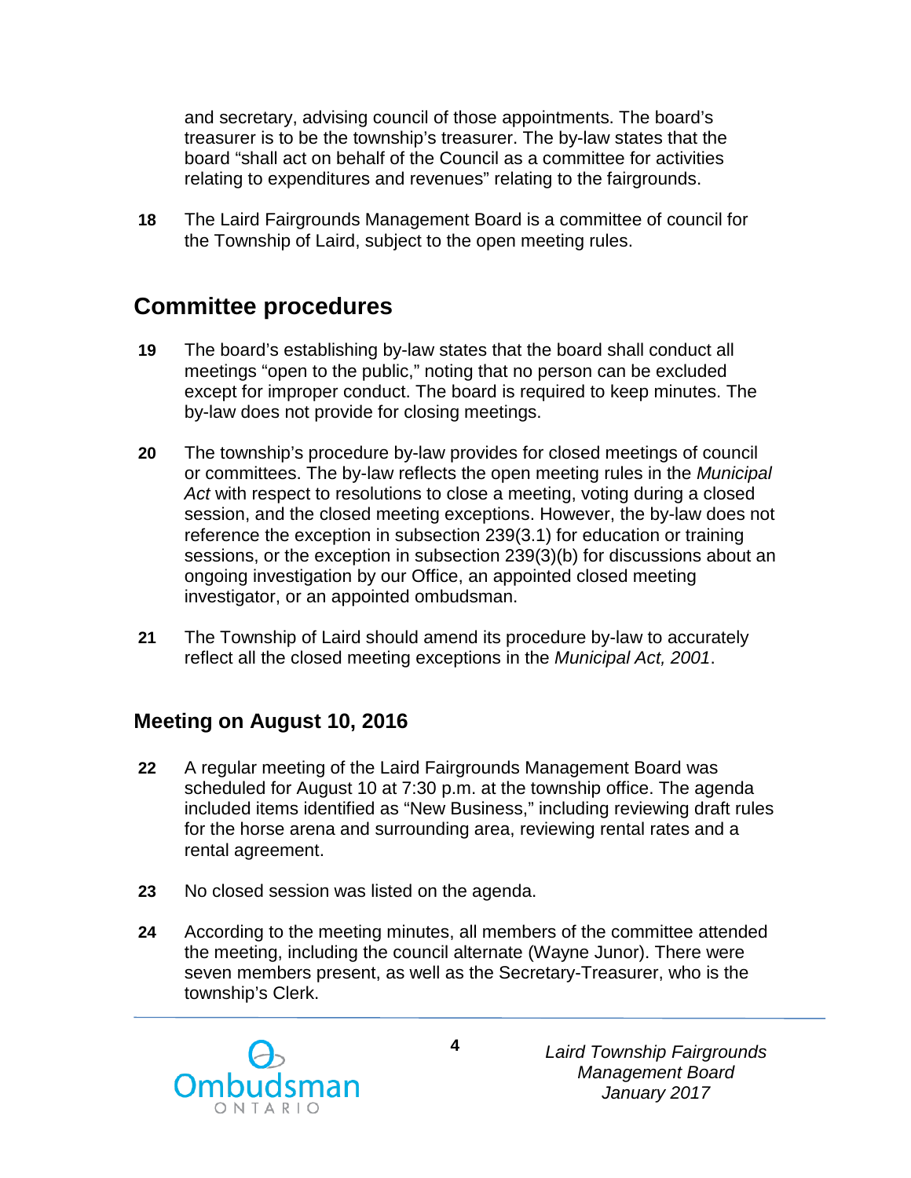and secretary, advising council of those appointments. The board's treasurer is to be the township's treasurer. The by-law states that the board "shall act on behalf of the Council as a committee for activities relating to expenditures and revenues" relating to the fairgrounds.

**18** The Laird Fairgrounds Management Board is a committee of council for the Township of Laird, subject to the open meeting rules.

## Committee procedures

**19** The board's establishing by-law states that the board shall conduct all meetings "open to the public," noting that no person can be excluded except for improper conduct. The board is required to keep minutes. The by-law does not provide for closing meetings.

**20** The township's procedure by-law provides for closed meetings of council or committees. The by-law reflects the open meeting rules in the *Municipal Act* with respect to resolutions to close a meeting, voting during a closed session, and the closed meeting exceptions. However, the by-law does not reference the exception in subsection 239(3.1) for education or training sessions, or the exception in subsection 239(3)(b) for discussions about an ongoing investigation by our Office, an appointed closed meeting investigator, or an appointed ombudsman.

**21** The Township of Laird should amend its procedure by-law to accurately reflect all the closed meeting exceptions in the *Municipal Act, 2001*.

### Meeting on August 10, 2016

**22** A regular meeting of the Laird Fairgrounds Management Board was scheduled for August 10 at 7:30 p.m. at the township office. The agenda included items identified as "New Business," including reviewing draft rules for the horse arena and surrounding area, reviewing rental rates and a rental agreement.

**23** No closed session was listed on the agenda.

**24** According to the meeting minutes, all members of the committee attended the meeting, including the council alternate (Wayne Junor). There were seven members present, as well as the Secretary-Treasurer, who is the township's Clerk.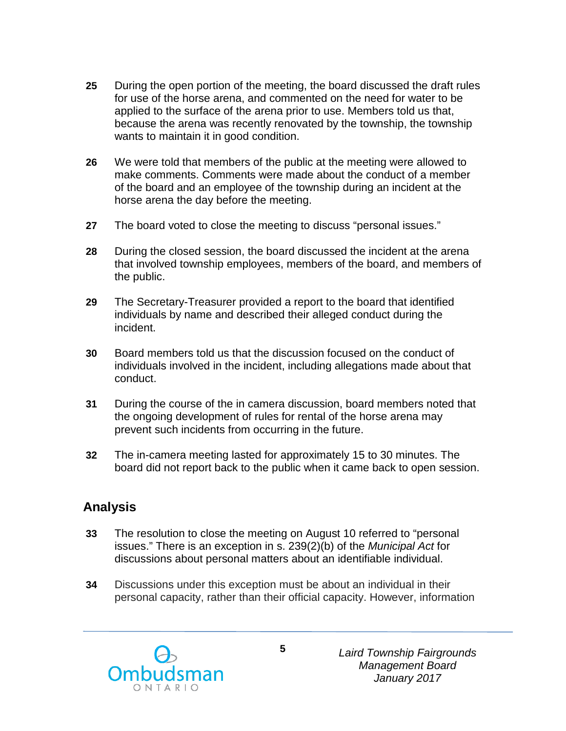**25** During the open portion of the meeting, the board discussed the draft rules for use of the horse arena, and commented on the need for water to be applied to the surface of the arena prior to use. Members told us that, because the arena was recently renovated by the township, the township wants to maintain it in good condition.

**26** We were told that members of the public at the meeting were allowed to make comments. Comments were made about the conduct of a member of the board and an employee of the township during an incident at the horse arena the day before the meeting.

**27** The board voted to close the meeting to discuss "personal issues."

**28** During the closed session, the board discussed the incident at the arena that involved township employees, members of the board, and members of the public.

**29** The Secretary-Treasurer provided a report to the board that identified individuals by name and described their alleged conduct during the incident.

**30** Board members told us that the discussion focused on the conduct of individuals involved in the incident, including allegations made about that conduct.

**31** During the course of the in camera discussion, board members noted that the ongoing development of rules for rental of the horse arena may prevent such incidents from occurring in the future.

**32** The in-camera meeting lasted for approximately 15 to 30 minutes. The board did not report back to the public when it came back to open session.

## Analysis

**33** The resolution to close the meeting on August 10 referred to "personal issues." There is an exception in s. 239(2)(b) of the *Municipal Act* for discussions about personal matters about an identifiable individual.

**34** Discussions under this exception must be about an individual in their personal capacity, rather than their official capacity. However, information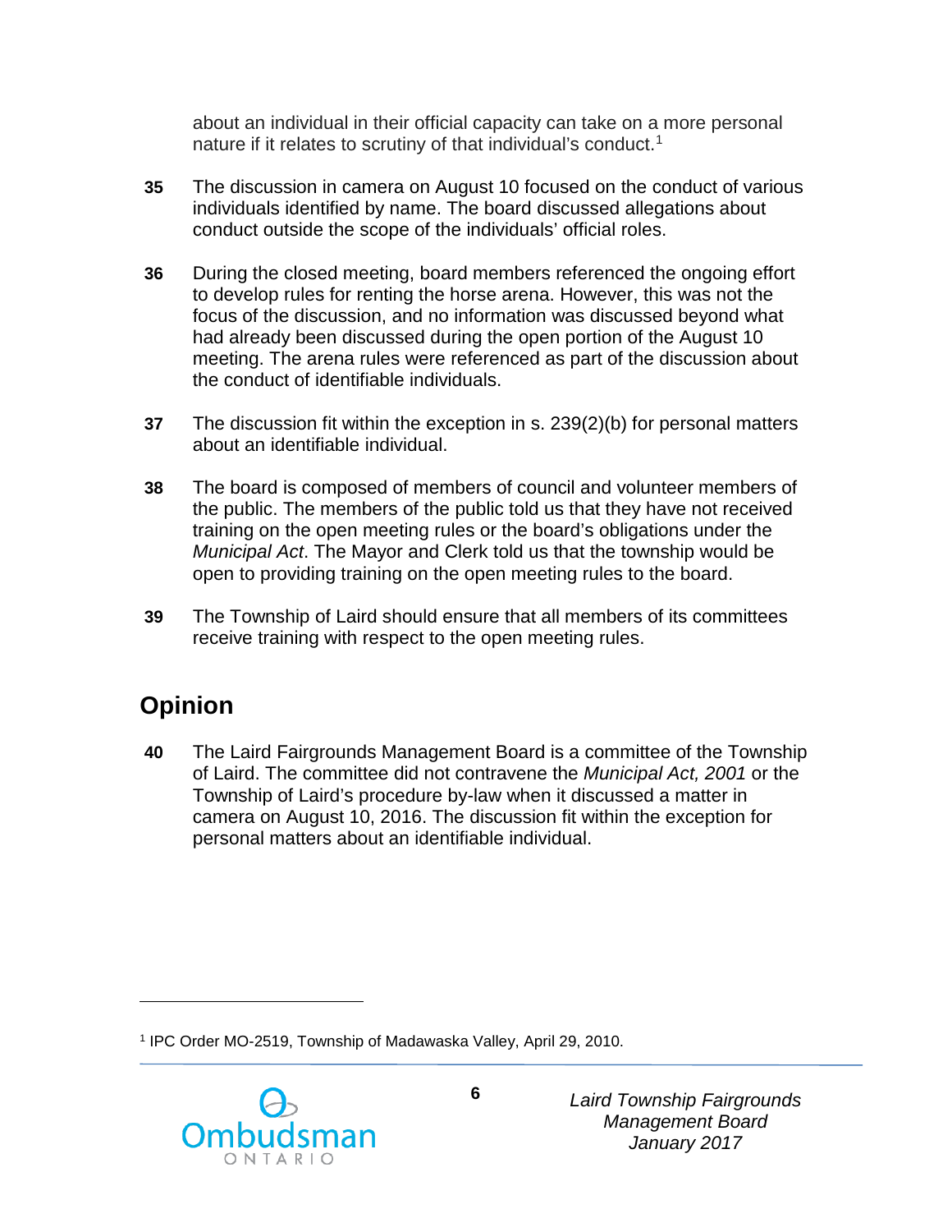about an individual in their official capacity can take on a more personal nature if it relates to scrutiny of that individual's conduct.[1]

**35** The discussion in camera on August 10 focused on the conduct of various individuals identified by name. The board discussed allegations about conduct outside the scope of the individuals' official roles.

**36** During the closed meeting, board members referenced the ongoing effort to develop rules for renting the horse arena. However, this was not the focus of the discussion, and no information was discussed beyond what had already been discussed during the open portion of the August 10 meeting. The arena rules were referenced as part of the discussion about the conduct of identifiable individuals.

**37** The discussion fit within the exception in s. 239(2)(b) for personal matters about an identifiable individual.

**38** The board is composed of members of council and volunteer members of the public. The members of the public told us that they have not received training on the open meeting rules or the board's obligations under the *Municipal Act*. The Mayor and Clerk told us that the township would be open to providing training on the open meeting rules to the board.

**39** The Township of Laird should ensure that all members of its committees receive training with respect to the open meeting rules.

## Opinion

**40** The Laird Fairgrounds Management Board is a committee of the Township of Laird. The committee did not contravene the *Municipal Act, 2001* or the Township of Laird's procedure by-law when it discussed a matter in camera on August 10, 2016. The discussion fit within the exception for personal matters about an identifiable individual.

---

[1] IPC Order MO-2519, Township of Madawaska Valley, April 29, 2010.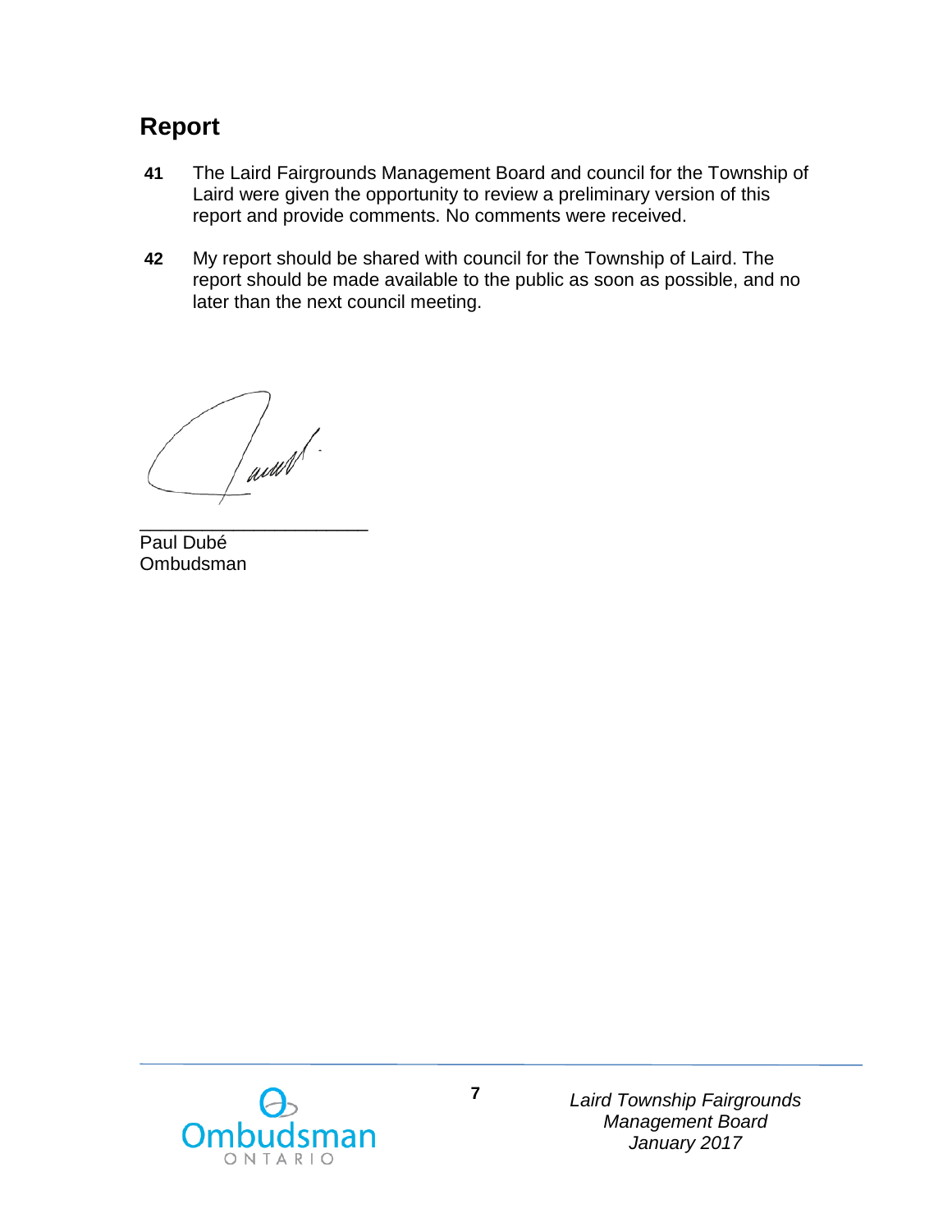## Report

**41** The Laird Fairgrounds Management Board and council for the Township of Laird were given the opportunity to review a preliminary version of this report and provide comments. No comments were received.

**42** My report should be shared with council for the Township of Laird. The report should be made available to the public as soon as possible, and no later than the next council meeting.

_______________________

Paul Dubé
Ombudsman